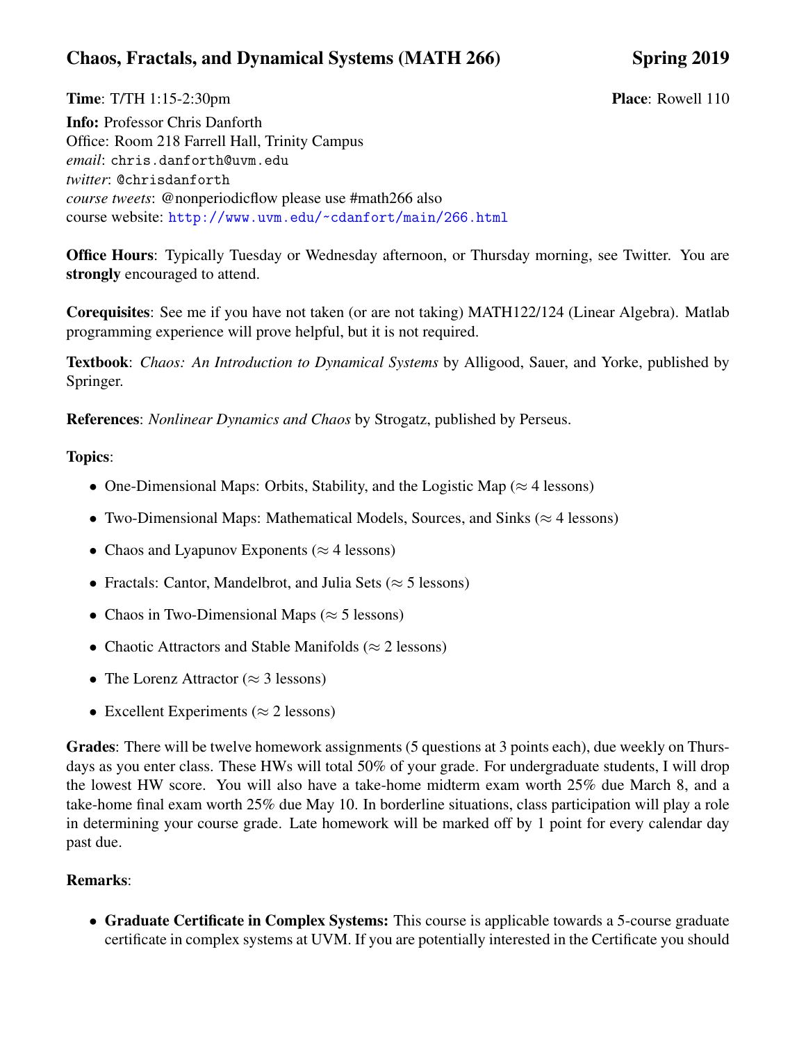# Chaos, Fractals, and Dynamical Systems (MATH 266) — Spring 2019

**Time**: T/TH 1:15-2:30pm **Place**: Rowell 110

**Info:** Professor Chris Danforth
Office: Room 218 Farrell Hall, Trinity Campus
*email*: chris.danforth@uvm.edu
*twitter*: @chrisdanforth
*course tweets*: @nonperiodicflow please use #math266 also
course website: http://www.uvm.edu/~cdanfort/main/266.html

**Office Hours**: Typically Tuesday or Wednesday afternoon, or Thursday morning, see Twitter. You are **strongly** encouraged to attend.

**Corequisites**: See me if you have not taken (or are not taking) MATH122/124 (Linear Algebra). Matlab programming experience will prove helpful, but it is not required.

**Textbook**: *Chaos: An Introduction to Dynamical Systems* by Alligood, Sauer, and Yorke, published by Springer.

**References**: *Nonlinear Dynamics and Chaos* by Strogatz, published by Perseus.

**Topics**:

- One-Dimensional Maps: Orbits, Stability, and the Logistic Map ($\approx$ 4 lessons)
- Two-Dimensional Maps: Mathematical Models, Sources, and Sinks ($\approx$ 4 lessons)
- Chaos and Lyapunov Exponents ($\approx$ 4 lessons)
- Fractals: Cantor, Mandelbrot, and Julia Sets ($\approx$ 5 lessons)
- Chaos in Two-Dimensional Maps ($\approx$ 5 lessons)
- Chaotic Attractors and Stable Manifolds ($\approx$ 2 lessons)
- The Lorenz Attractor ($\approx$ 3 lessons)
- Excellent Experiments ($\approx$ 2 lessons)

**Grades**: There will be twelve homework assignments (5 questions at 3 points each), due weekly on Thursdays as you enter class. These HWs will total 50% of your grade. For undergraduate students, I will drop the lowest HW score. You will also have a take-home midterm exam worth 25% due March 8, and a take-home final exam worth 25% due May 10. In borderline situations, class participation will play a role in determining your course grade. Late homework will be marked off by 1 point for every calendar day past due.

**Remarks**:

- **Graduate Certificate in Complex Systems:** This course is applicable towards a 5-course graduate certificate in complex systems at UVM. If you are potentially interested in the Certificate you should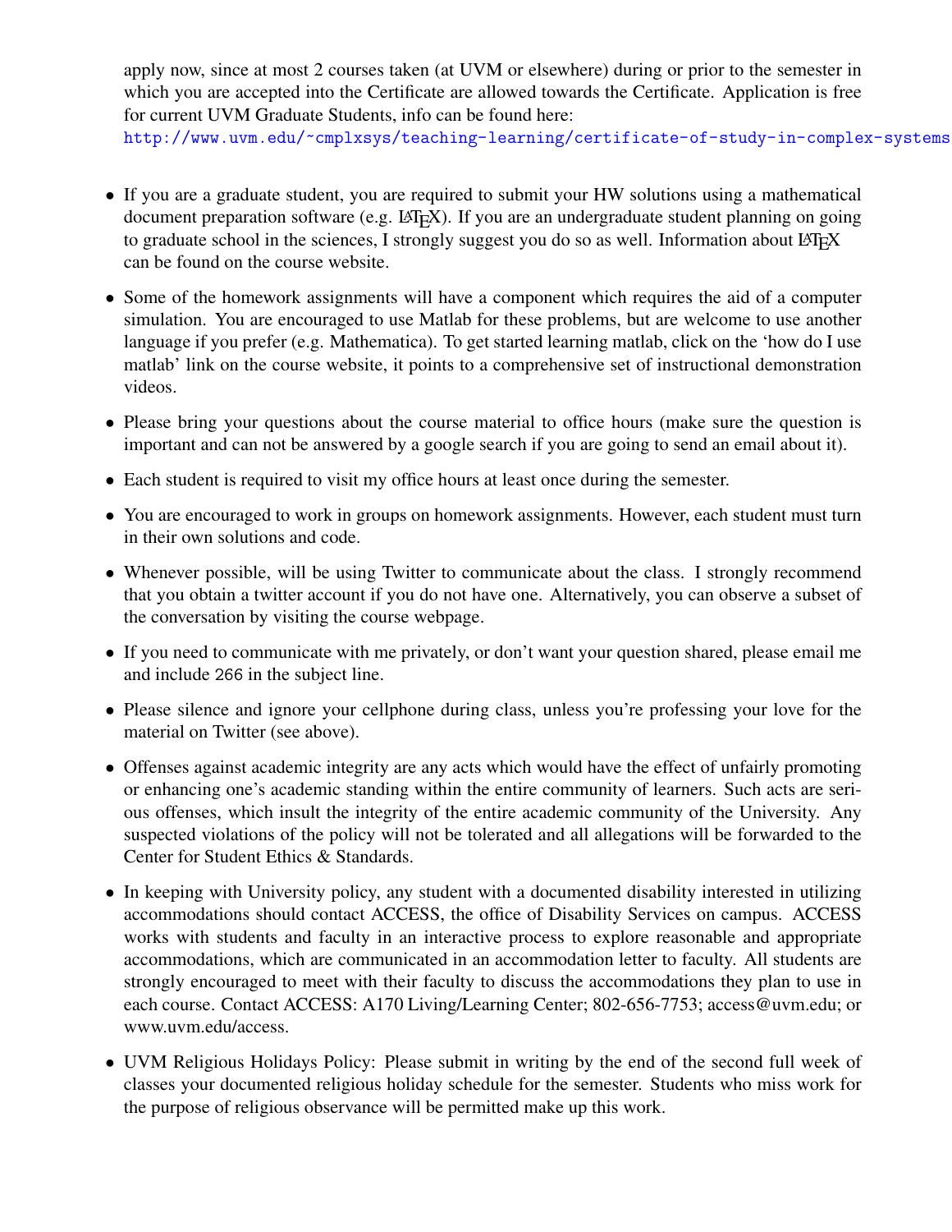apply now, since at most 2 courses taken (at UVM or elsewhere) during or prior to the semester in which you are accepted into the Certificate are allowed towards the Certificate. Application is free for current UVM Graduate Students, info can be found here:
http://www.uvm.edu/~cmplxsys/teaching-learning/certificate-of-study-in-complex-systems

- If you are a graduate student, you are required to submit your HW solutions using a mathematical document preparation software (e.g. LaTeX). If you are an undergraduate student planning on going to graduate school in the sciences, I strongly suggest you do so as well. Information about LaTeX can be found on the course website.
- Some of the homework assignments will have a component which requires the aid of a computer simulation. You are encouraged to use Matlab for these problems, but are welcome to use another language if you prefer (e.g. Mathematica). To get started learning matlab, click on the 'how do I use matlab' link on the course website, it points to a comprehensive set of instructional demonstration videos.
- Please bring your questions about the course material to office hours (make sure the question is important and can not be answered by a google search if you are going to send an email about it).
- Each student is required to visit my office hours at least once during the semester.
- You are encouraged to work in groups on homework assignments. However, each student must turn in their own solutions and code.
- Whenever possible, will be using Twitter to communicate about the class. I strongly recommend that you obtain a twitter account if you do not have one. Alternatively, you can observe a subset of the conversation by visiting the course webpage.
- If you need to communicate with me privately, or don't want your question shared, please email me and include 266 in the subject line.
- Please silence and ignore your cellphone during class, unless you're professing your love for the material on Twitter (see above).
- Offenses against academic integrity are any acts which would have the effect of unfairly promoting or enhancing one's academic standing within the entire community of learners. Such acts are serious offenses, which insult the integrity of the entire academic community of the University. Any suspected violations of the policy will not be tolerated and all allegations will be forwarded to the Center for Student Ethics & Standards.
- In keeping with University policy, any student with a documented disability interested in utilizing accommodations should contact ACCESS, the office of Disability Services on campus. ACCESS works with students and faculty in an interactive process to explore reasonable and appropriate accommodations, which are communicated in an accommodation letter to faculty. All students are strongly encouraged to meet with their faculty to discuss the accommodations they plan to use in each course. Contact ACCESS: A170 Living/Learning Center; 802-656-7753; access@uvm.edu; or www.uvm.edu/access.
- UVM Religious Holidays Policy: Please submit in writing by the end of the second full week of classes your documented religious holiday schedule for the semester. Students who miss work for the purpose of religious observance will be permitted make up this work.